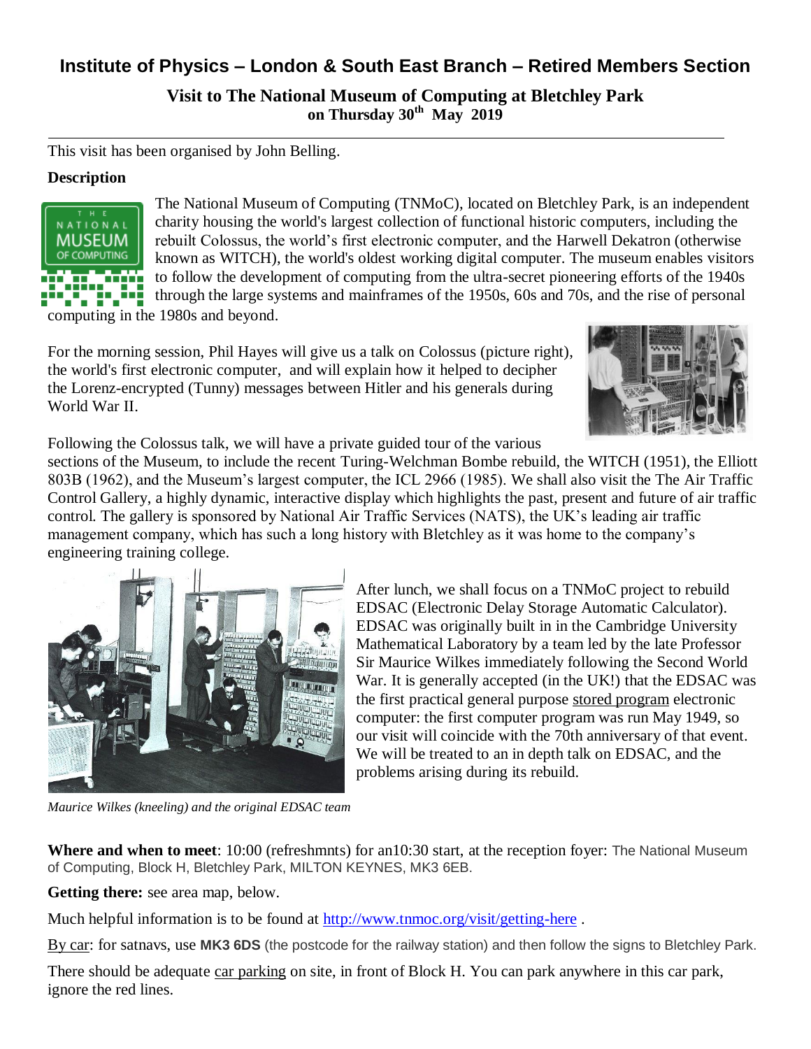# Institute of Physics – London & South East Branch – Retired Members Section

## Visit to The National Museum of Computing at Bletchley Park

**on Thursday 30th May 2019**

---

This visit has been organised by John Belling.

**Description**

The National Museum of Computing (TNMoC), located on Bletchley Park, is an independent charity housing the world's largest collection of functional historic computers, including the rebuilt Colossus, the world's first electronic computer, and the Harwell Dekatron (otherwise known as WITCH), the world's oldest working digital computer. The museum enables visitors to follow the development of computing from the ultra-secret pioneering efforts of the 1940s through the large systems and mainframes of the 1950s, 60s and 70s, and the rise of personal computing in the 1980s and beyond.

For the morning session, Phil Hayes will give us a talk on Colossus (picture right), the world's first electronic computer, and will explain how it helped to decipher the Lorenz-encrypted (Tunny) messages between Hitler and his generals during World War II.

Following the Colossus talk, we will have a private guided tour of the various sections of the Museum, to include the recent Turing-Welchman Bombe rebuild, the WITCH (1951), the Elliott 803B (1962), and the Museum's largest computer, the ICL 2966 (1985). We shall also visit the The Air Traffic Control Gallery, a highly dynamic, interactive display which highlights the past, present and future of air traffic control. The gallery is sponsored by National Air Traffic Services (NATS), the UK's leading air traffic management company, which has such a long history with Bletchley as it was home to the company's engineering training college.

After lunch, we shall focus on a TNMoC project to rebuild EDSAC (Electronic Delay Storage Automatic Calculator). EDSAC was originally built in in the Cambridge University Mathematical Laboratory by a team led by the late Professor Sir Maurice Wilkes immediately following the Second World War. It is generally accepted (in the UK!) that the EDSAC was the first practical general purpose stored program electronic computer: the first computer program was run May 1949, so our visit will coincide with the 70th anniversary of that event. We will be treated to an in depth talk on EDSAC, and the problems arising during its rebuild.

*Maurice Wilkes (kneeling) and the original EDSAC team*

**Where and when to meet**: 10:00 (refreshmnts) for an10:30 start, at the reception foyer: The National Museum of Computing, Block H, Bletchley Park, MILTON KEYNES, MK3 6EB.

**Getting there:** see area map, below.

Much helpful information is to be found at http://www.tnmoc.org/visit/getting-here .

By car: for satnavs, use **MK3 6DS** (the postcode for the railway station) and then follow the signs to Bletchley Park.

There should be adequate car parking on site, in front of Block H. You can park anywhere in this car park, ignore the red lines.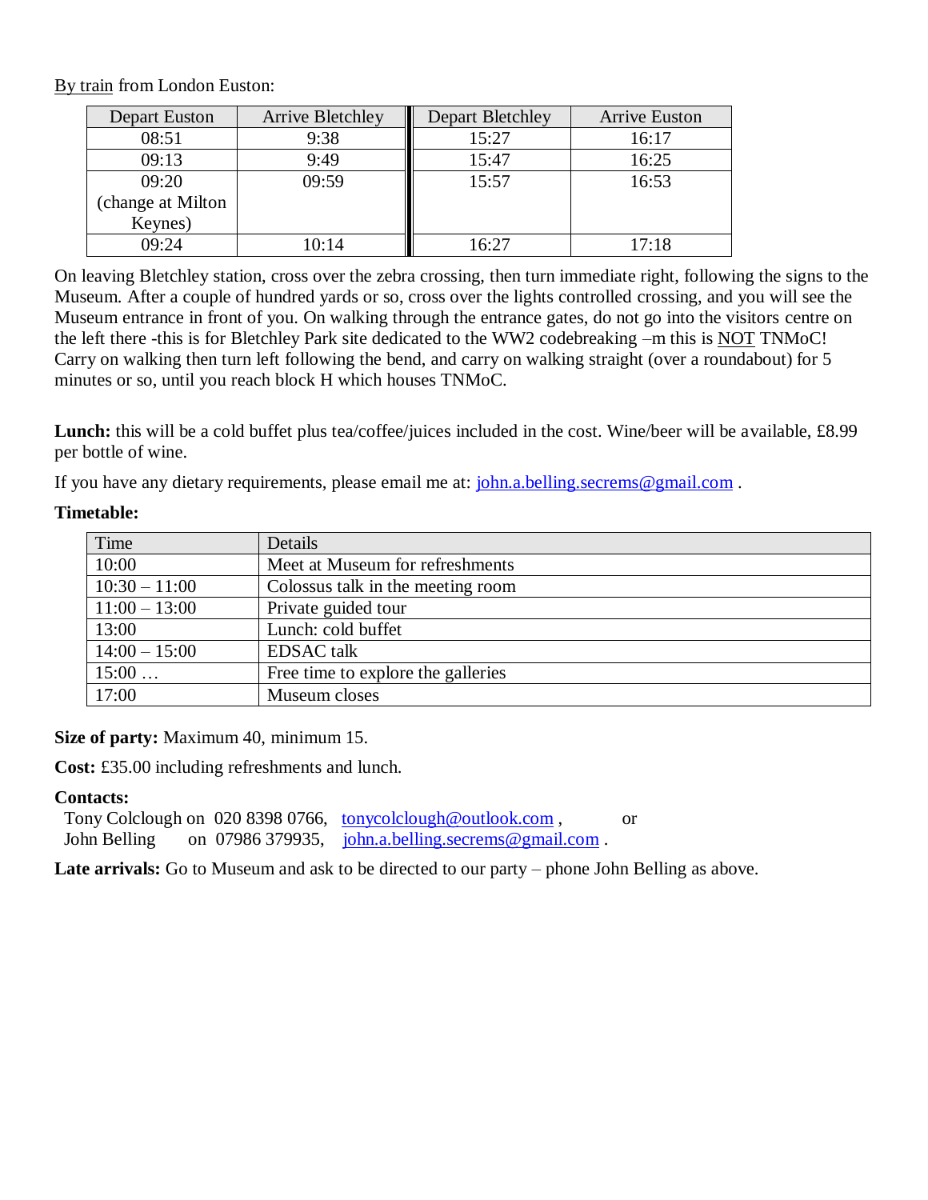By train from London Euston:

| Depart Euston | Arrive Bletchley | Depart Bletchley | Arrive Euston |
|---|---|---|---|
| 08:51 | 9:38 | 15:27 | 16:17 |
| 09:13 | 9:49 | 15:47 | 16:25 |
| 09:20 (change at Milton Keynes) | 09:59 | 15:57 | 16:53 |
| 09:24 | 10:14 | 16:27 | 17:18 |

On leaving Bletchley station, cross over the zebra crossing, then turn immediate right, following the signs to the Museum. After a couple of hundred yards or so, cross over the lights controlled crossing, and you will see the Museum entrance in front of you. On walking through the entrance gates, do not go into the visitors centre on the left there -this is for Bletchley Park site dedicated to the WW2 codebreaking –m this is NOT TNMoC! Carry on walking then turn left following the bend, and carry on walking straight (over a roundabout) for 5 minutes or so, until you reach block H which houses TNMoC.

**Lunch:** this will be a cold buffet plus tea/coffee/juices included in the cost. Wine/beer will be available, £8.99 per bottle of wine.

If you have any dietary requirements, please email me at: john.a.belling.secrems@gmail.com .

**Timetable:**

| Time | Details |
|---|---|
| 10:00 | Meet at Museum for refreshments |
| 10:30 – 11:00 | Colossus talk in the meeting room |
| 11:00 – 13:00 | Private guided tour |
| 13:00 | Lunch: cold buffet |
| 14:00 – 15:00 | EDSAC talk |
| 15:00 … | Free time to explore the galleries |
| 17:00 | Museum closes |

**Size of party:** Maximum 40, minimum 15.

**Cost:** £35.00 including refreshments and lunch.

**Contacts:**
Tony Colclough on 020 8398 0766, tonycolclough@outlook.com , or
John Belling on 07986 379935, john.a.belling.secrems@gmail.com .

**Late arrivals:** Go to Museum and ask to be directed to our party – phone John Belling as above.